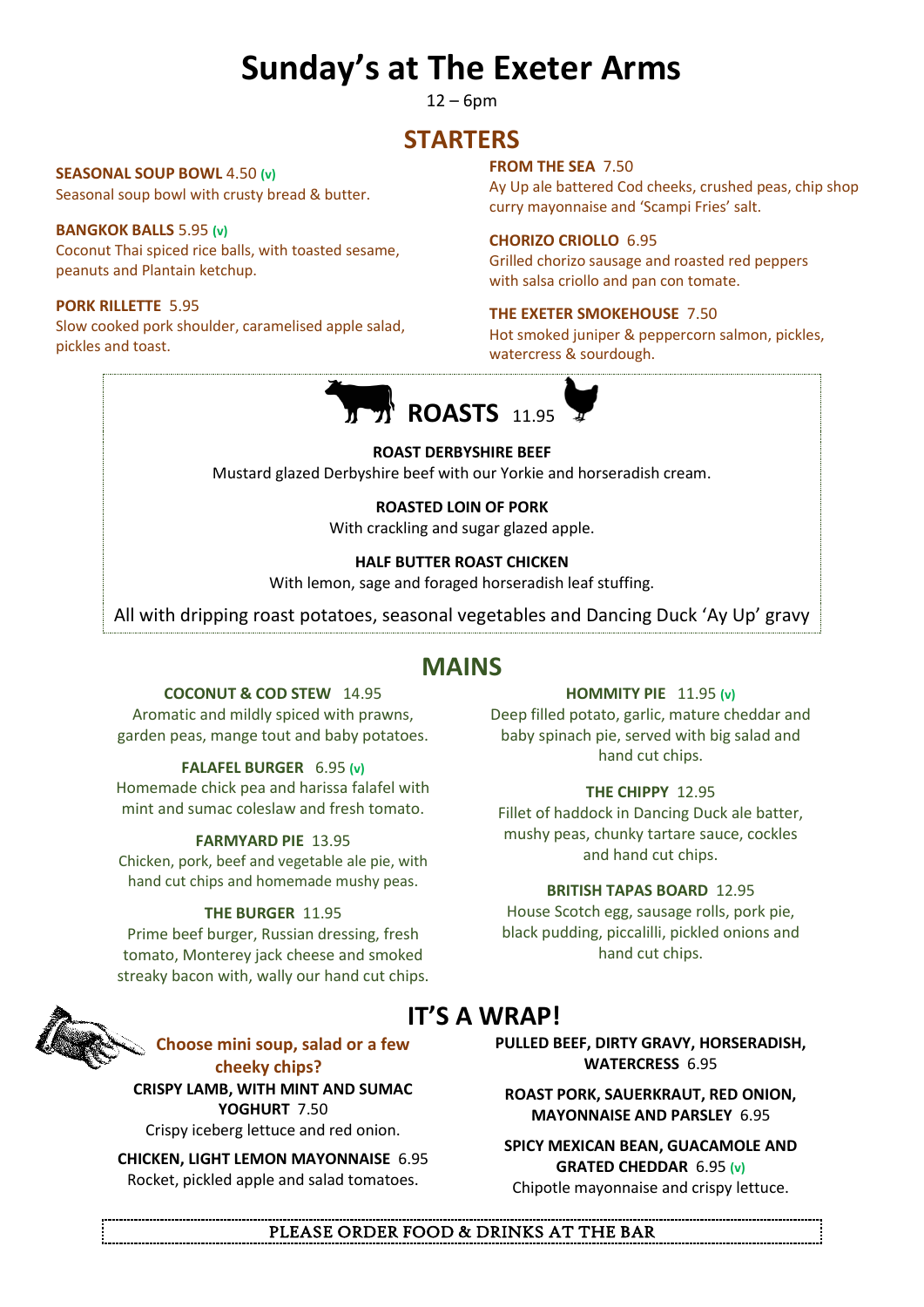# Sunday's at The Exeter Arms

12 – 6pm

## STARTERS

**SEASONAL SOUP BOWL** 4.50 **(v)**
Seasonal soup bowl with crusty bread & butter.

**BANGKOK BALLS** 5.95 **(v)**
Coconut Thai spiced rice balls, with toasted sesame, peanuts and Plantain ketchup.

**PORK RILLETTE** 5.95
Slow cooked pork shoulder, caramelised apple salad, pickles and toast.

**FROM THE SEA** 7.50
Ay Up ale battered Cod cheeks, crushed peas, chip shop curry mayonnaise and 'Scampi Fries' salt.

**CHORIZO CRIOLLO** 6.95
Grilled chorizo sausage and roasted red peppers with salsa criollo and pan con tomate.

**THE EXETER SMOKEHOUSE** 7.50
Hot smoked juniper & peppercorn salmon, pickles, watercress & sourdough.

## ROASTS 11.95

**ROAST DERBYSHIRE BEEF**
Mustard glazed Derbyshire beef with our Yorkie and horseradish cream.

**ROASTED LOIN OF PORK**
With crackling and sugar glazed apple.

**HALF BUTTER ROAST CHICKEN**
With lemon, sage and foraged horseradish leaf stuffing.

All with dripping roast potatoes, seasonal vegetables and Dancing Duck 'Ay Up' gravy

## MAINS

**COCONUT & COD STEW** 14.95
Aromatic and mildly spiced with prawns, garden peas, mange tout and baby potatoes.

**FALAFEL BURGER** 6.95 **(v)**
Homemade chick pea and harissa falafel with mint and sumac coleslaw and fresh tomato.

**FARMYARD PIE** 13.95
Chicken, pork, beef and vegetable ale pie, with hand cut chips and homemade mushy peas.

**THE BURGER** 11.95
Prime beef burger, Russian dressing, fresh tomato, Monterey jack cheese and smoked streaky bacon with, wally our hand cut chips.

**HOMMITY PIE** 11.95 **(v)**
Deep filled potato, garlic, mature cheddar and baby spinach pie, served with big salad and hand cut chips.

**THE CHIPPY** 12.95
Fillet of haddock in Dancing Duck ale batter, mushy peas, chunky tartare sauce, cockles and hand cut chips.

**BRITISH TAPAS BOARD** 12.95
House Scotch egg, sausage rolls, pork pie, black pudding, piccalilli, pickled onions and hand cut chips.

## IT'S A WRAP!

**Choose mini soup, salad or a few cheeky chips?**

**CRISPY LAMB, WITH MINT AND SUMAC YOGHURT** 7.50
Crispy iceberg lettuce and red onion.

**CHICKEN, LIGHT LEMON MAYONNAISE** 6.95
Rocket, pickled apple and salad tomatoes.

**PULLED BEEF, DIRTY GRAVY, HORSERADISH, WATERCRESS** 6.95

**ROAST PORK, SAUERKRAUT, RED ONION, MAYONNAISE AND PARSLEY** 6.95

**SPICY MEXICAN BEAN, GUACAMOLE AND GRATED CHEDDAR** 6.95 **(v)**
Chipotle mayonnaise and crispy lettuce.

PLEASE ORDER FOOD & DRINKS AT THE BAR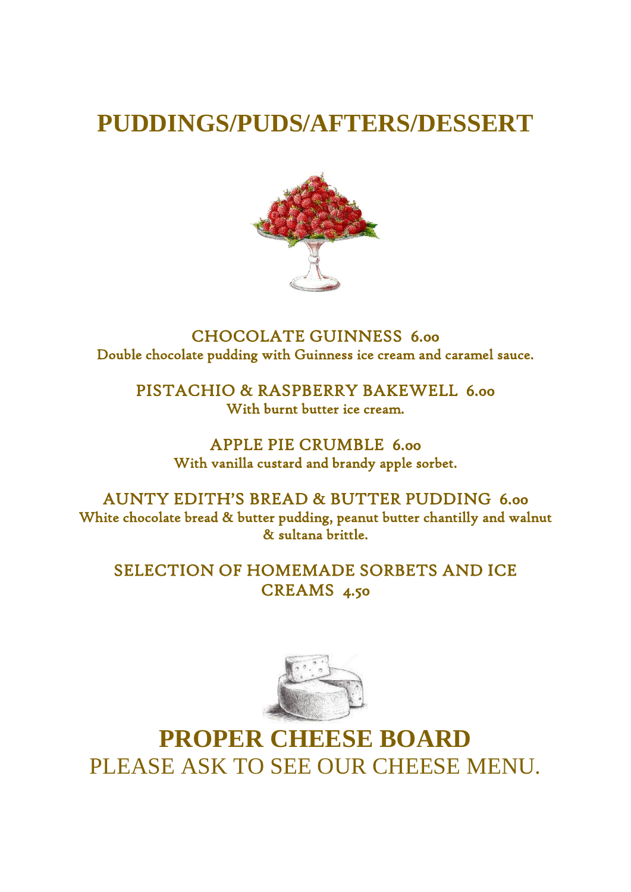# PUDDINGS/PUDS/AFTERS/DESSERT

**CHOCOLATE GUINNESS 6.00**
Double chocolate pudding with Guinness ice cream and caramel sauce.

**PISTACHIO & RASPBERRY BAKEWELL 6.00**
With burnt butter ice cream.

**APPLE PIE CRUMBLE 6.00**
With vanilla custard and brandy apple sorbet.

**AUNTY EDITH'S BREAD & BUTTER PUDDING 6.00**
White chocolate bread & butter pudding, peanut butter chantilly and walnut & sultana brittle.

**SELECTION OF HOMEMADE SORBETS AND ICE CREAMS 4.50**

# PROPER CHEESE BOARD

PLEASE ASK TO SEE OUR CHEESE MENU.